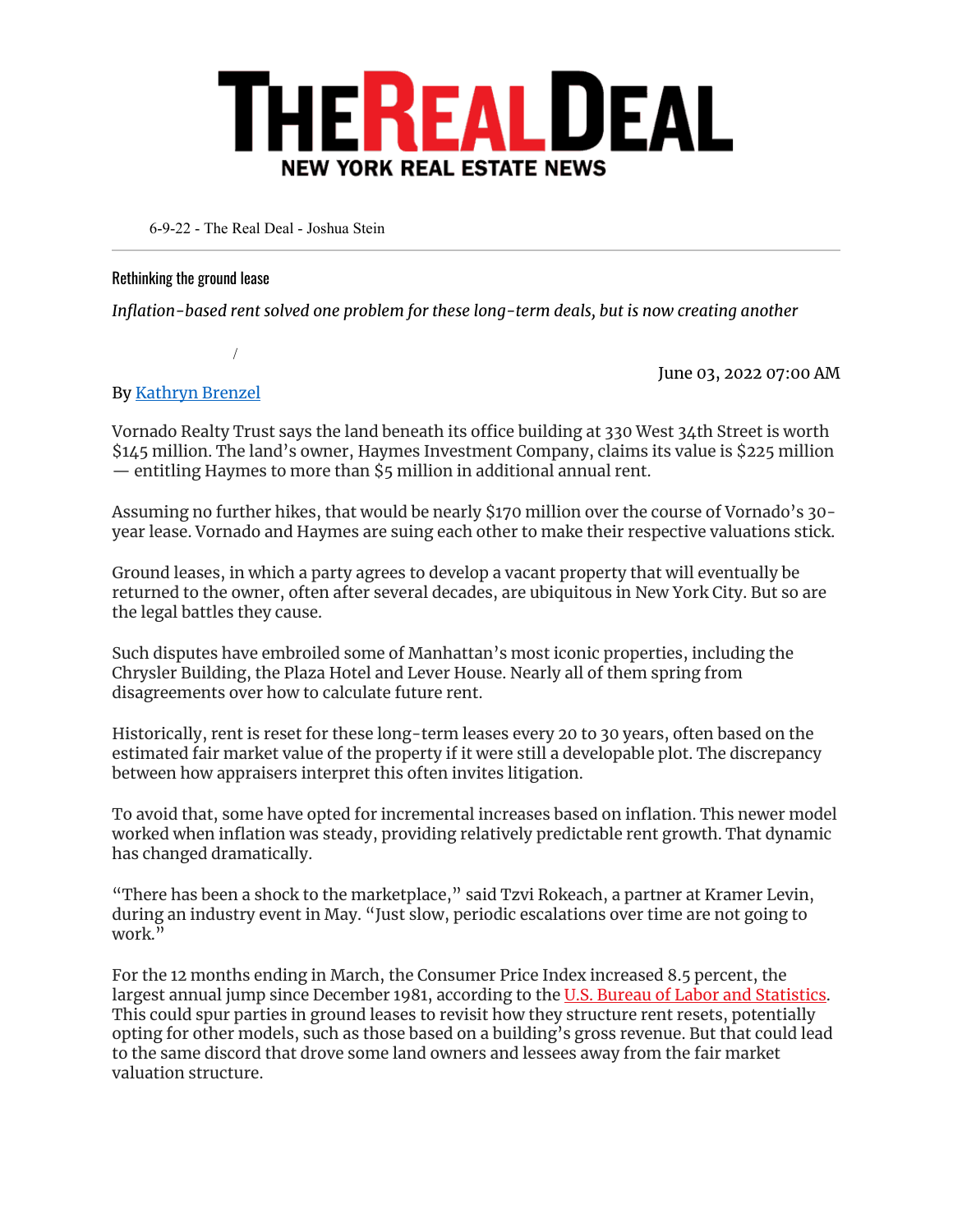# THE REAL DEAL

**NEW YORK REAL ESTATE NEWS**

6-9-22 - The Real Deal - Joshua Stein

---

## Rethinking the ground lease

*Inflation-based rent solved one problem for these long-term deals, but is now creating another*

/

June 03, 2022 07:00 AM

By Kathryn Brenzel

Vornado Realty Trust says the land beneath its office building at 330 West 34th Street is worth $145 million. The land's owner, Haymes Investment Company, claims its value is $225 million — entitling Haymes to more than $5 million in additional annual rent.

Assuming no further hikes, that would be nearly $170 million over the course of Vornado's 30-year lease. Vornado and Haymes are suing each other to make their respective valuations stick.

Ground leases, in which a party agrees to develop a vacant property that will eventually be returned to the owner, often after several decades, are ubiquitous in New York City. But so are the legal battles they cause.

Such disputes have embroiled some of Manhattan's most iconic properties, including the Chrysler Building, the Plaza Hotel and Lever House. Nearly all of them spring from disagreements over how to calculate future rent.

Historically, rent is reset for these long-term leases every 20 to 30 years, often based on the estimated fair market value of the property if it were still a developable plot. The discrepancy between how appraisers interpret this often invites litigation.

To avoid that, some have opted for incremental increases based on inflation. This newer model worked when inflation was steady, providing relatively predictable rent growth. That dynamic has changed dramatically.

"There has been a shock to the marketplace," said Tzvi Rokeach, a partner at Kramer Levin, during an industry event in May. "Just slow, periodic escalations over time are not going to work."

For the 12 months ending in March, the Consumer Price Index increased 8.5 percent, the largest annual jump since December 1981, according to the U.S. Bureau of Labor and Statistics. This could spur parties in ground leases to revisit how they structure rent resets, potentially opting for other models, such as those based on a building's gross revenue. But that could lead to the same discord that drove some land owners and lessees away from the fair market valuation structure.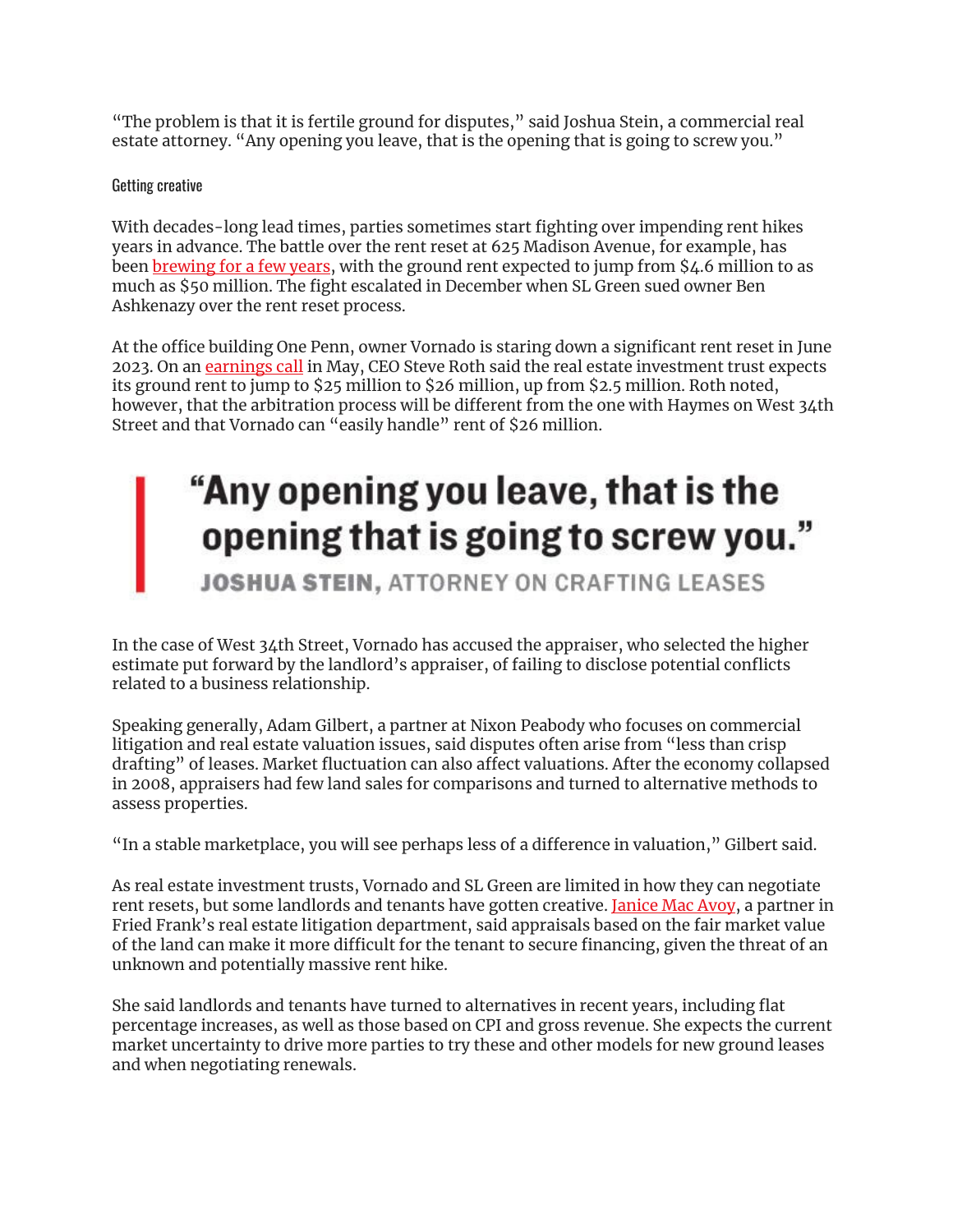"The problem is that it is fertile ground for disputes," said Joshua Stein, a commercial real estate attorney. "Any opening you leave, that is the opening that is going to screw you."

### Getting creative

With decades-long lead times, parties sometimes start fighting over impending rent hikes years in advance. The battle over the rent reset at 625 Madison Avenue, for example, has been brewing for a few years, with the ground rent expected to jump from $4.6 million to as much as $50 million. The fight escalated in December when SL Green sued owner Ben Ashkenazy over the rent reset process.

At the office building One Penn, owner Vornado is staring down a significant rent reset in June 2023. On an earnings call in May, CEO Steve Roth said the real estate investment trust expects its ground rent to jump to $25 million to $26 million, up from $2.5 million. Roth noted, however, that the arbitration process will be different from the one with Haymes on West 34th Street and that Vornado can "easily handle" rent of $26 million.

> **"Any opening you leave, that is the opening that is going to screw you."**
>
> **JOSHUA STEIN,** ATTORNEY ON CRAFTING LEASES

In the case of West 34th Street, Vornado has accused the appraiser, who selected the higher estimate put forward by the landlord's appraiser, of failing to disclose potential conflicts related to a business relationship.

Speaking generally, Adam Gilbert, a partner at Nixon Peabody who focuses on commercial litigation and real estate valuation issues, said disputes often arise from "less than crisp drafting" of leases. Market fluctuation can also affect valuations. After the economy collapsed in 2008, appraisers had few land sales for comparisons and turned to alternative methods to assess properties.

"In a stable marketplace, you will see perhaps less of a difference in valuation," Gilbert said.

As real estate investment trusts, Vornado and SL Green are limited in how they can negotiate rent resets, but some landlords and tenants have gotten creative. Janice Mac Avoy, a partner in Fried Frank's real estate litigation department, said appraisals based on the fair market value of the land can make it more difficult for the tenant to secure financing, given the threat of an unknown and potentially massive rent hike.

She said landlords and tenants have turned to alternatives in recent years, including flat percentage increases, as well as those based on CPI and gross revenue. She expects the current market uncertainty to drive more parties to try these and other models for new ground leases and when negotiating renewals.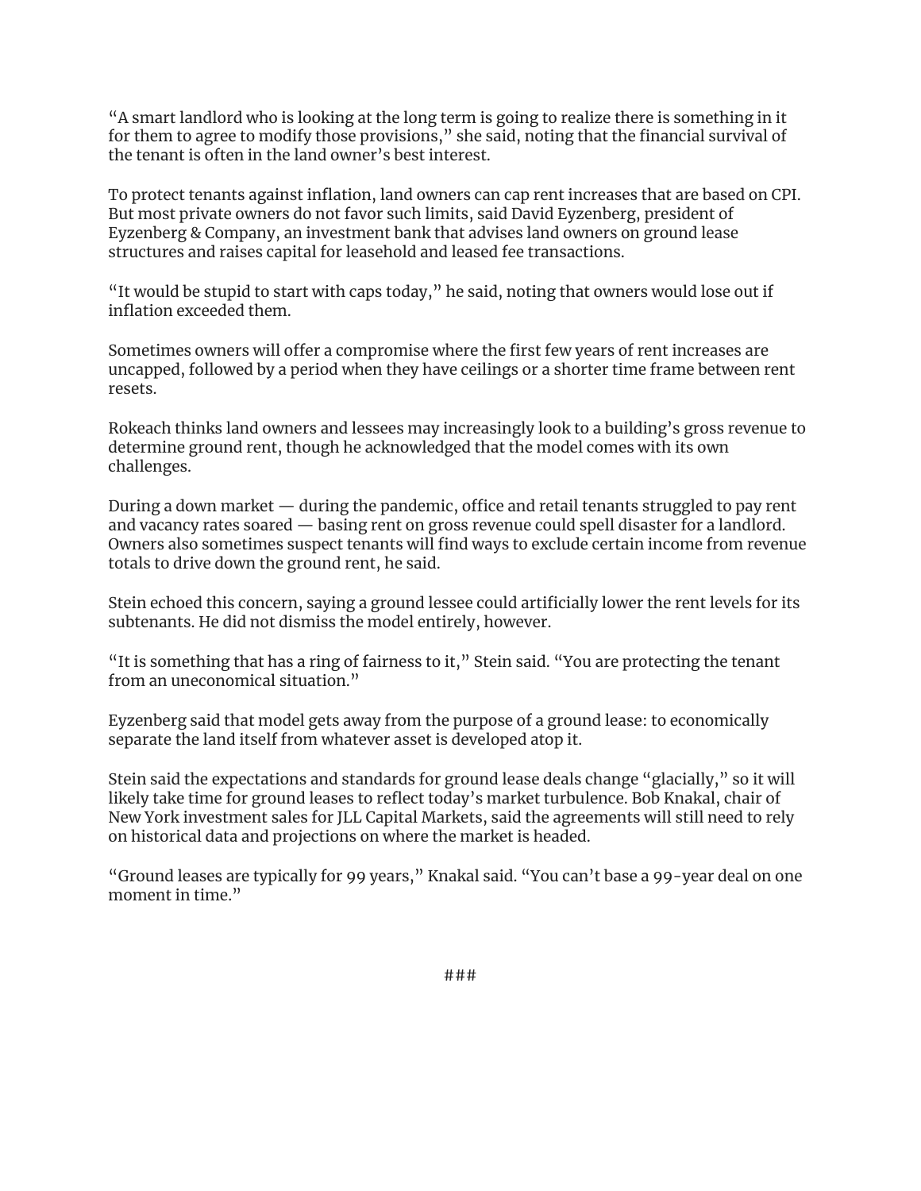"A smart landlord who is looking at the long term is going to realize there is something in it for them to agree to modify those provisions," she said, noting that the financial survival of the tenant is often in the land owner's best interest.

To protect tenants against inflation, land owners can cap rent increases that are based on CPI. But most private owners do not favor such limits, said David Eyzenberg, president of Eyzenberg & Company, an investment bank that advises land owners on ground lease structures and raises capital for leasehold and leased fee transactions.

"It would be stupid to start with caps today," he said, noting that owners would lose out if inflation exceeded them.

Sometimes owners will offer a compromise where the first few years of rent increases are uncapped, followed by a period when they have ceilings or a shorter time frame between rent resets.

Rokeach thinks land owners and lessees may increasingly look to a building's gross revenue to determine ground rent, though he acknowledged that the model comes with its own challenges.

During a down market — during the pandemic, office and retail tenants struggled to pay rent and vacancy rates soared — basing rent on gross revenue could spell disaster for a landlord. Owners also sometimes suspect tenants will find ways to exclude certain income from revenue totals to drive down the ground rent, he said.

Stein echoed this concern, saying a ground lessee could artificially lower the rent levels for its subtenants. He did not dismiss the model entirely, however.

"It is something that has a ring of fairness to it," Stein said. "You are protecting the tenant from an uneconomical situation."

Eyzenberg said that model gets away from the purpose of a ground lease: to economically separate the land itself from whatever asset is developed atop it.

Stein said the expectations and standards for ground lease deals change "glacially," so it will likely take time for ground leases to reflect today's market turbulence. Bob Knakal, chair of New York investment sales for JLL Capital Markets, said the agreements will still need to rely on historical data and projections on where the market is headed.

"Ground leases are typically for 99 years," Knakal said. "You can't base a 99-year deal on one moment in time."

###